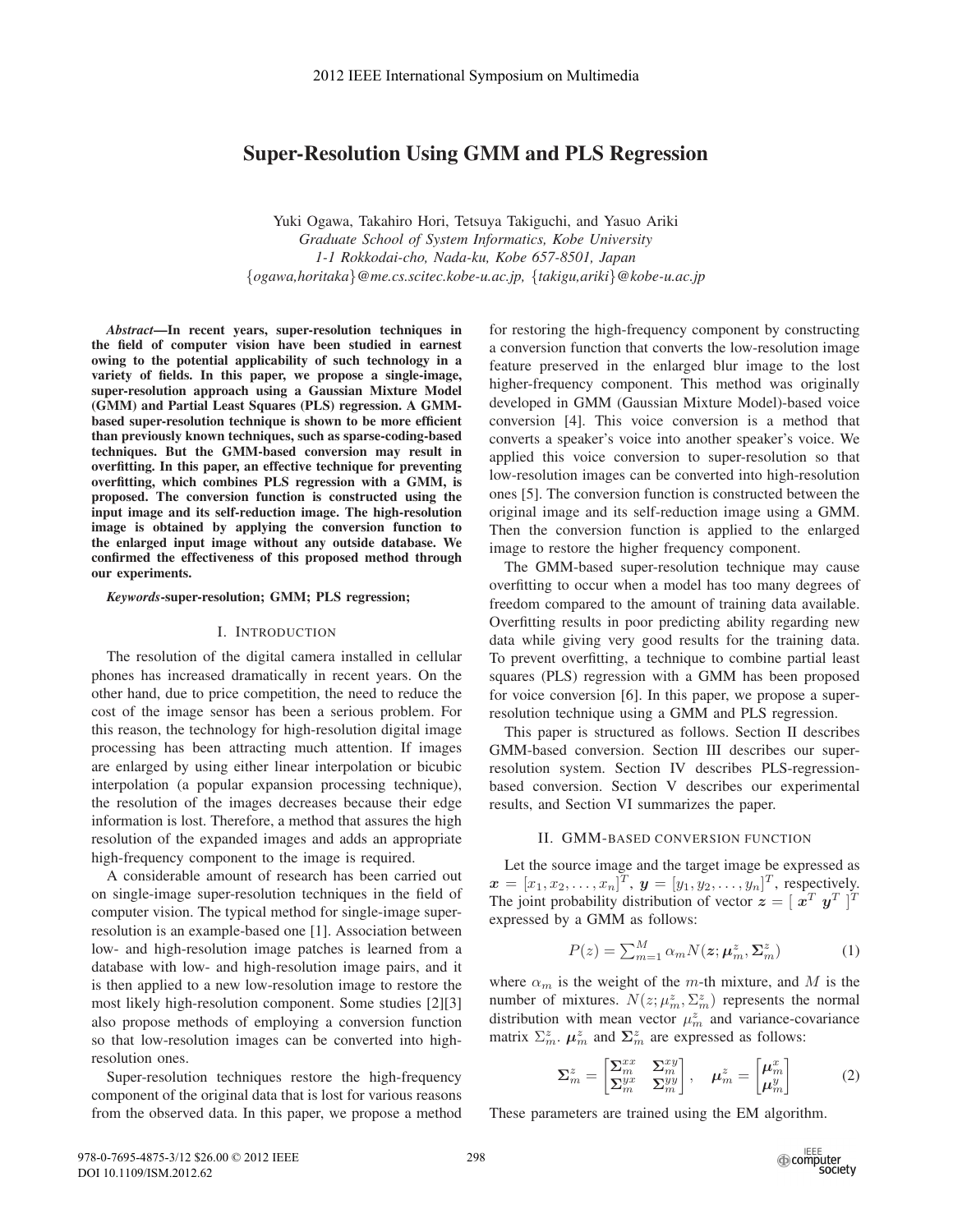# Super-Resolution Using GMM and PLS Regression

Yuki Ogawa, Takahiro Hori, Tetsuya Takiguchi, and Yasuo Ariki
*Graduate School of System Informatics, Kobe University*
*1-1 Rokkodai-cho, Nada-ku, Kobe 657-8501, Japan*
{*ogawa,horitaka*}*@me.cs.scitec.kobe-u.ac.jp*, {*takigu,ariki*}*@kobe-u.ac.jp*

***Abstract*—In recent years, super-resolution techniques in the field of computer vision have been studied in earnest owing to the potential applicability of such technology in a variety of fields. In this paper, we propose a single-image, super-resolution approach using a Gaussian Mixture Model (GMM) and Partial Least Squares (PLS) regression. A GMM-based super-resolution technique is shown to be more efficient than previously known techniques, such as sparse-coding-based techniques. But the GMM-based conversion may result in overfitting. In this paper, an effective technique for preventing overfitting, which combines PLS regression with a GMM, is proposed. The conversion function is constructed using the input image and its self-reduction image. The high-resolution image is obtained by applying the conversion function to the enlarged input image without any outside database. We confirmed the effectiveness of this proposed method through our experiments.**

***Keywords*-super-resolution; GMM; PLS regression;**

## I. Introduction

The resolution of the digital camera installed in cellular phones has increased dramatically in recent years. On the other hand, due to price competition, the need to reduce the cost of the image sensor has been a serious problem. For this reason, the technology for high-resolution digital image processing has been attracting much attention. If images are enlarged by using either linear interpolation or bicubic interpolation (a popular expansion processing technique), the resolution of the images decreases because their edge information is lost. Therefore, a method that assures the high resolution of the expanded images and adds an appropriate high-frequency component to the image is required.

A considerable amount of research has been carried out on single-image super-resolution techniques in the field of computer vision. The typical method for single-image super-resolution is an example-based one [1]. Association between low- and high-resolution image patches is learned from a database with low- and high-resolution image pairs, and it is then applied to a new low-resolution image to restore the most likely high-resolution component. Some studies [2][3] also propose methods of employing a conversion function so that low-resolution images can be converted into high-resolution ones.

Super-resolution techniques restore the high-frequency component of the original data that is lost for various reasons from the observed data. In this paper, we propose a method for restoring the high-frequency component by constructing a conversion function that converts the low-resolution image feature preserved in the enlarged blur image to the lost higher-frequency component. This method was originally developed in GMM (Gaussian Mixture Model)-based voice conversion [4]. This voice conversion is a method that converts a speaker's voice into another speaker's voice. We applied this voice conversion to super-resolution so that low-resolution images can be converted into high-resolution ones [5]. The conversion function is constructed between the original image and its self-reduction image using a GMM. Then the conversion function is applied to the enlarged image to restore the higher frequency component.

The GMM-based super-resolution technique may cause overfitting to occur when a model has too many degrees of freedom compared to the amount of training data available. Overfitting results in poor predicting ability regarding new data while giving very good results for the training data. To prevent overfitting, a technique to combine partial least squares (PLS) regression with a GMM has been proposed for voice conversion [6]. In this paper, we propose a super-resolution technique using a GMM and PLS regression.

This paper is structured as follows. Section II describes GMM-based conversion. Section III describes our super-resolution system. Section IV describes PLS-regression-based conversion. Section V describes our experimental results, and Section VI summarizes the paper.

## II. GMM-based conversion function

Let the source image and the target image be expressed as $\boldsymbol{x} = [x_1, x_2, \ldots, x_n]^T$, $\boldsymbol{y} = [y_1, y_2, \ldots, y_n]^T$, respectively. The joint probability distribution of vector $\boldsymbol{z} = [\ \boldsymbol{x}^T\ \boldsymbol{y}^T\ ]^T$ expressed by a GMM as follows:

$$P(z) = \textstyle\sum_{m=1}^{M} \alpha_m N(\boldsymbol{z}; \boldsymbol{\mu}_m^z, \boldsymbol{\Sigma}_m^z) \tag{1}$$

where $\alpha_m$ is the weight of the $m$-th mixture, and $M$ is the number of mixtures. $N(z; \mu_m^z, \Sigma_m^z)$ represents the normal distribution with mean vector $\mu_m^z$ and variance-covariance matrix $\Sigma_m^z$. $\boldsymbol{\mu}_m^z$ and $\boldsymbol{\Sigma}_m^z$ are expressed as follows:

$$\boldsymbol{\Sigma}_m^z = \begin{bmatrix} \boldsymbol{\Sigma}_m^{xx} & \boldsymbol{\Sigma}_m^{xy} \\ \boldsymbol{\Sigma}_m^{yx} & \boldsymbol{\Sigma}_m^{yy} \end{bmatrix}, \quad \boldsymbol{\mu}_m^z = \begin{bmatrix} \boldsymbol{\mu}_m^x \\ \boldsymbol{\mu}_m^y \end{bmatrix} \tag{2}$$

These parameters are trained using the EM algorithm.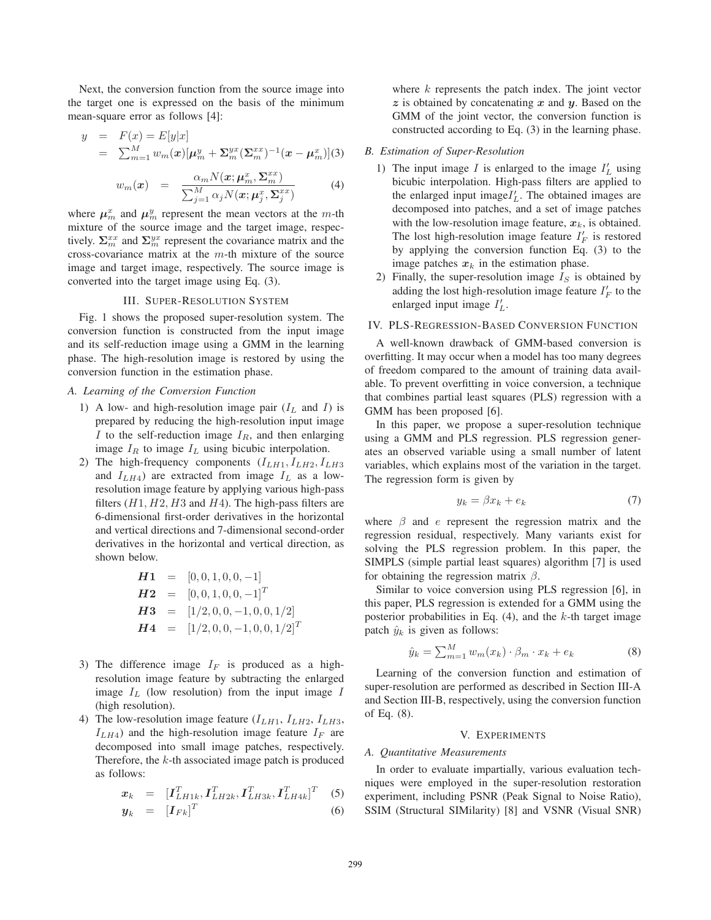Next, the conversion function from the source image into the target one is expressed on the basis of the minimum mean-square error as follows [4]:

$$
\begin{aligned}
y &= F(x) = E[y|x] \\
&= \sum_{m=1}^{M} w_m(\boldsymbol{x})[\boldsymbol{\mu}_m^y + \boldsymbol{\Sigma}_m^{yx}(\boldsymbol{\Sigma}_m^{xx})^{-1}(\boldsymbol{x} - \boldsymbol{\mu}_m^x)] \quad (3)
\end{aligned}
$$

$$
w_m(\boldsymbol{x}) = \frac{\alpha_m N(\boldsymbol{x}; \boldsymbol{\mu}_m^x, \boldsymbol{\Sigma}_m^{xx})}{\sum_{j=1}^{M} \alpha_j N(\boldsymbol{x}; \boldsymbol{\mu}_j^x, \boldsymbol{\Sigma}_j^{xx})} \quad (4)
$$

where $\boldsymbol{\mu}_m^x$ and $\boldsymbol{\mu}_m^y$ represent the mean vectors at the $m$-th mixture of the source image and the target image, respectively. $\boldsymbol{\Sigma}_m^{xx}$ and $\boldsymbol{\Sigma}_m^{yx}$ represent the covariance matrix and the cross-covariance matrix at the $m$-th mixture of the source image and target image, respectively. The source image is converted into the target image using Eq. (3).

## III. Super-Resolution System

Fig. 1 shows the proposed super-resolution system. The conversion function is constructed from the input image and its self-reduction image using a GMM in the learning phase. The high-resolution image is restored by using the conversion function in the estimation phase.

### A. Learning of the Conversion Function

1) A low- and high-resolution image pair ($I_L$ and $I$) is prepared by reducing the high-resolution input image $I$ to the self-reduction image $I_R$, and then enlarging image $I_R$ to image $I_L$ using bicubic interpolation.
2) The high-frequency components ($I_{LH1}, I_{LH2}, I_{LH3}$ and $I_{LH4}$) are extracted from image $I_L$ as a low-resolution image feature by applying various high-pass filters ($H1, H2, H3$ and $H4$). The high-pass filters are 6-dimensional first-order derivatives in the horizontal and vertical directions and 7-dimensional second-order derivatives in the horizontal and vertical direction, as shown below.

$$
\begin{aligned}
\boldsymbol{H1} &= [0, 0, 1, 0, 0, -1] \\
\boldsymbol{H2} &= [0, 0, 1, 0, 0, -1]^T \\
\boldsymbol{H3} &= [1/2, 0, 0, -1, 0, 0, 1/2] \\
\boldsymbol{H4} &= [1/2, 0, 0, -1, 0, 0, 1/2]^T
\end{aligned}
$$

3) The difference image $I_F$ is produced as a high-resolution image feature by subtracting the enlarged image $I_L$ (low resolution) from the input image $I$ (high resolution).
4) The low-resolution image feature ($I_{LH1}$, $I_{LH2}$, $I_{LH3}$, $I_{LH4}$) and the high-resolution image feature $I_F$ are decomposed into small image patches, respectively. Therefore, the $k$-th associated image patch is produced as follows:

$$
\begin{aligned}
\boldsymbol{x}_k &= [\boldsymbol{I}_{LH1k}^T, \boldsymbol{I}_{LH2k}^T, \boldsymbol{I}_{LH3k}^T, \boldsymbol{I}_{LH4k}^T]^T \quad (5) \\
\boldsymbol{y}_k &= [\boldsymbol{I}_{Fk}]^T \quad (6)
\end{aligned}
$$

where $k$ represents the patch index. The joint vector $\boldsymbol{z}$ is obtained by concatenating $\boldsymbol{x}$ and $\boldsymbol{y}$. Based on the GMM of the joint vector, the conversion function is constructed according to Eq. (3) in the learning phase.

### B. Estimation of Super-Resolution

1) The input image $I$ is enlarged to the image $I'_L$ using bicubic interpolation. High-pass filters are applied to the enlarged input image$I'_L$. The obtained images are decomposed into patches, and a set of image patches with the low-resolution image feature, $\boldsymbol{x}_k$, is obtained. The lost high-resolution image feature $I'_F$ is restored by applying the conversion function Eq. (3) to the image patches $\boldsymbol{x}_k$ in the estimation phase.
2) Finally, the super-resolution image $I_S$ is obtained by adding the lost high-resolution image feature $I'_F$ to the enlarged input image $I'_L$.

## IV. PLS-Regression-Based Conversion Function

A well-known drawback of GMM-based conversion is overfitting. It may occur when a model has too many degrees of freedom compared to the amount of training data available. To prevent overfitting in voice conversion, a technique that combines partial least squares (PLS) regression with a GMM has been proposed [6].

In this paper, we propose a super-resolution technique using a GMM and PLS regression. PLS regression generates an observed variable using a small number of latent variables, which explains most of the variation in the target. The regression form is given by

$$
y_k = \beta x_k + e_k \quad (7)
$$

where $\beta$ and $e$ represent the regression matrix and the regression residual, respectively. Many variants exist for solving the PLS regression problem. In this paper, the SIMPLS (simple partial least squares) algorithm [7] is used for obtaining the regression matrix $\beta$.

Similar to voice conversion using PLS regression [6], in this paper, PLS regression is extended for a GMM using the posterior probabilities in Eq. (4), and the $k$-th target image patch $\hat{y}_k$ is given as follows:

$$
\hat{y}_k = \sum_{m=1}^{M} w_m(x_k) \cdot \beta_m \cdot x_k + e_k \quad (8)
$$

Learning of the conversion function and estimation of super-resolution are performed as described in Section III-A and Section III-B, respectively, using the conversion function of Eq. (8).

## V. Experiments

### A. Quantitative Measurements

In order to evaluate impartially, various evaluation techniques were employed in the super-resolution restoration experiment, including PSNR (Peak Signal to Noise Ratio), SSIM (Structural SIMilarity) [8] and VSNR (Visual SNR)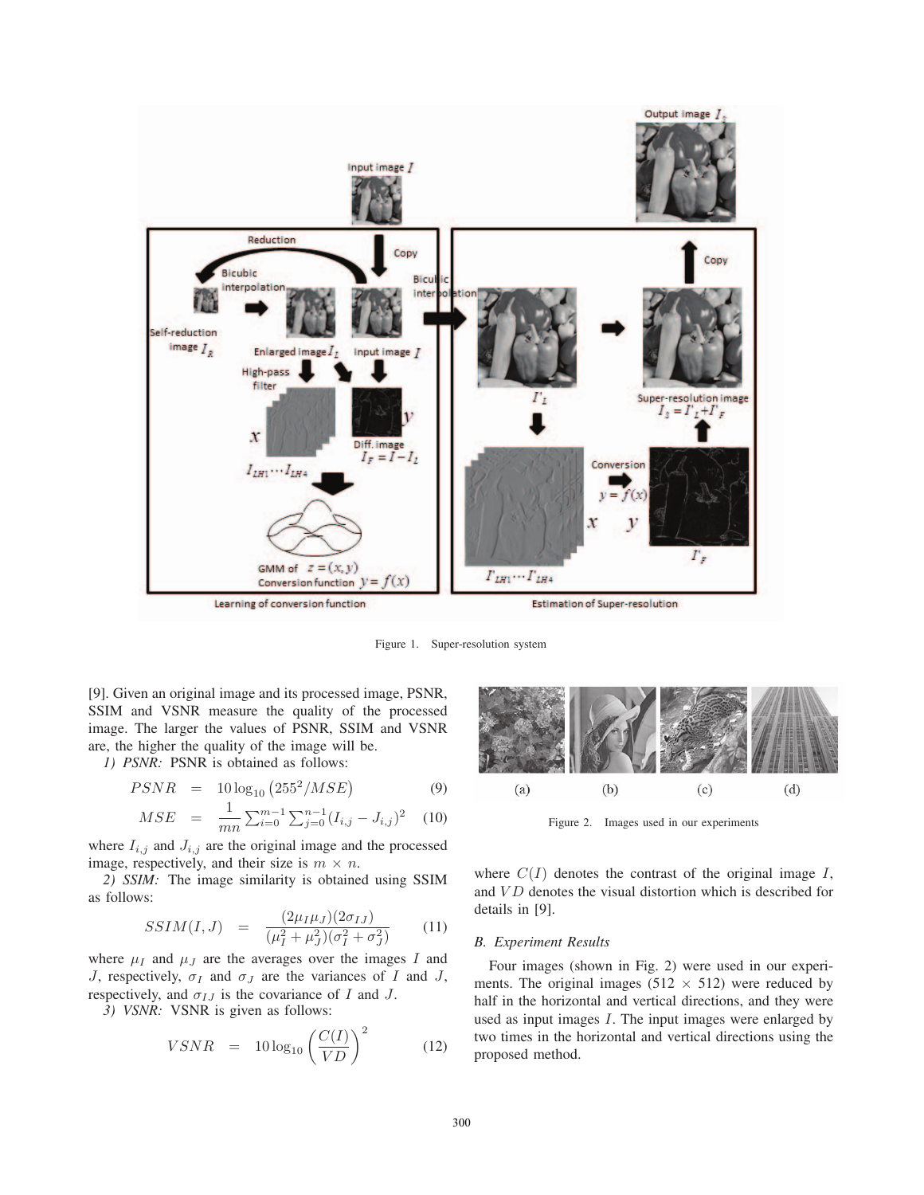Figure 1. Super-resolution system

[9]. Given an original image and its processed image, PSNR, SSIM and VSNR measure the quality of the processed image. The larger the values of PSNR, SSIM and VSNR are, the higher the quality of the image will be.

*1) PSNR:* PSNR is obtained as follows:

$$PSNR = 10\log_{10}\left(255^2/MSE\right) \quad (9)$$

$$MSE = \frac{1}{mn}\sum_{i=0}^{m-1}\sum_{j=0}^{n-1}(I_{i,j} - J_{i,j})^2 \quad (10)$$

where $I_{i,j}$ and $J_{i,j}$ are the original image and the processed image, respectively, and their size is $m \times n$.

*2) SSIM:* The image similarity is obtained using SSIM as follows:

$$SSIM(I,J) = \frac{(2\mu_I\mu_J)(2\sigma_{IJ})}{(\mu_I^2+\mu_J^2)(\sigma_I^2+\sigma_J^2)} \quad (11)$$

where $\mu_I$ and $\mu_J$ are the averages over the images $I$ and $J$, respectively, $\sigma_I$ and $\sigma_J$ are the variances of $I$ and $J$, respectively, and $\sigma_{IJ}$ is the covariance of $I$ and $J$.

*3) VSNR:* VSNR is given as follows:

$$VSNR = 10\log_{10}\left(\frac{C(I)}{VD}\right)^2 \quad (12)$$

where $C(I)$ denotes the contrast of the original image $I$, and $VD$ denotes the visual distortion which is described for details in [9].

Figure 2. Images used in our experiments

### B. Experiment Results

Four images (shown in Fig. 2) were used in our experiments. The original images (512 $\times$ 512) were reduced by half in the horizontal and vertical directions, and they were used as input images $I$. The input images were enlarged by two times in the horizontal and vertical directions using the proposed method.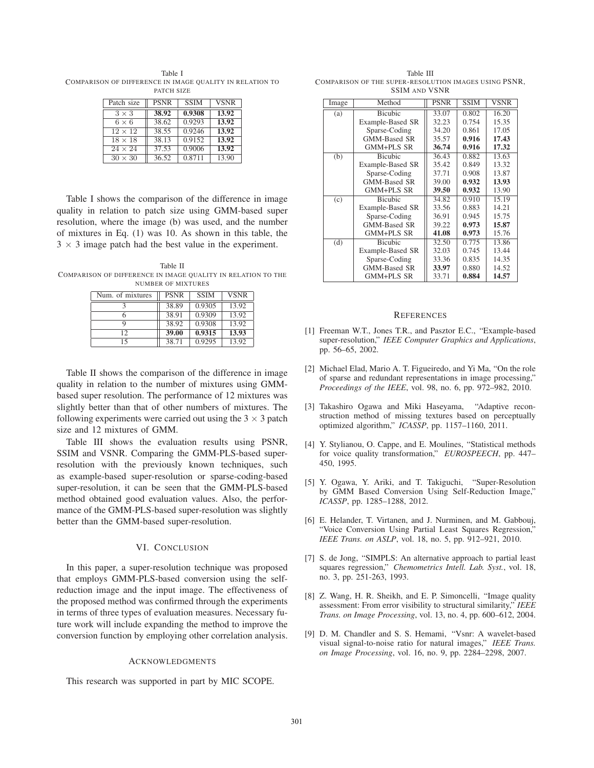Table I
COMPARISON OF DIFFERENCE IN IMAGE QUALITY IN RELATION TO PATCH SIZE

| Patch size | PSNR | SSIM | VSNR |
|---|---|---|---|
| $3 \times 3$ | **38.92** | **0.9308** | **13.92** |
| $6 \times 6$ | 38.62 | 0.9293 | **13.92** |
| $12 \times 12$ | 38.55 | 0.9246 | **13.92** |
| $18 \times 18$ | 38.13 | 0.9152 | **13.92** |
| $24 \times 24$ | 37.53 | 0.9006 | **13.92** |
| $30 \times 30$ | 36.52 | 0.8711 | 13.90 |

Table I shows the comparison of the difference in image quality in relation to patch size using GMM-based super resolution, where the image (b) was used, and the number of mixtures in Eq. (1) was 10. As shown in this table, the $3 \times 3$ image patch had the best value in the experiment.

Table II
COMPARISON OF DIFFERENCE IN IMAGE QUALITY IN RELATION TO THE NUMBER OF MIXTURES

| Num. of mixtures | PSNR | SSIM | VSNR |
|---|---|---|---|
| 3 | 38.89 | 0.9305 | 13.92 |
| 6 | 38.91 | 0.9309 | 13.92 |
| 9 | 38.92 | 0.9308 | 13.92 |
| 12 | **39.00** | **0.9315** | **13.93** |
| 15 | 38.71 | 0.9295 | 13.92 |

Table II shows the comparison of the difference in image quality in relation to the number of mixtures using GMM-based super resolution. The performance of 12 mixtures was slightly better than that of other numbers of mixtures. The following experiments were carried out using the $3 \times 3$ patch size and 12 mixtures of GMM.

Table III shows the evaluation results using PSNR, SSIM and VSNR. Comparing the GMM-PLS-based super-resolution with the previously known techniques, such as example-based super-resolution or sparse-coding-based super-resolution, it can be seen that the GMM-PLS-based method obtained good evaluation values. Also, the performance of the GMM-PLS-based super-resolution was slightly better than the GMM-based super-resolution.

## VI. Conclusion

In this paper, a super-resolution technique was proposed that employs GMM-PLS-based conversion using the self-reduction image and the input image. The effectiveness of the proposed method was confirmed through the experiments in terms of three types of evaluation measures. Necessary future work will include expanding the method to improve the conversion function by employing other correlation analysis.

## Acknowledgments

This research was supported in part by MIC SCOPE.

Table III
COMPARISON OF THE SUPER-RESOLUTION IMAGES USING PSNR, SSIM AND VSNR

| Image | Method | PSNR | SSIM | VSNR |
|---|---|---|---|---|
| (a) | Bicubic | 33.07 | 0.802 | 16.20 |
| | Example-Based SR | 32.23 | 0.754 | 15.35 |
| | Sparse-Coding | 34.20 | 0.861 | 17.05 |
| | GMM-Based SR | 35.57 | **0.916** | **17.43** |
| | GMM+PLS SR | **36.74** | **0.916** | 17.32 |
| (b) | Bicubic | 36.43 | 0.882 | 13.63 |
| | Example-Based SR | 35.42 | 0.849 | 13.32 |
| | Sparse-Coding | 37.71 | 0.908 | 13.87 |
| | GMM-Based SR | 39.00 | **0.932** | **13.93** |
| | GMM+PLS SR | **39.50** | **0.932** | 13.90 |
| (c) | Bicubic | 34.82 | 0.910 | 15.19 |
| | Example-Based SR | 33.56 | 0.883 | 14.21 |
| | Sparse-Coding | 36.91 | 0.945 | 15.75 |
| | GMM-Based SR | 39.22 | **0.973** | **15.87** |
| | GMM+PLS SR | **41.08** | **0.973** | 15.76 |
| (d) | Bicubic | 32.50 | 0.775 | 13.86 |
| | Example-Based SR | 32.03 | 0.745 | 13.44 |
| | Sparse-Coding | 33.36 | 0.835 | 14.35 |
| | GMM-Based SR | **33.97** | 0.880 | 14.52 |
| | GMM+PLS SR | 33.71 | **0.884** | **14.57** |

## References

[1] Freeman W.T., Jones T.R., and Pasztor E.C., "Example-based super-resolution," *IEEE Computer Graphics and Applications*, pp. 56–65, 2002.

[2] Michael Elad, Mario A. T. Figueiredo, and Yi Ma, "On the role of sparse and redundant representations in image processing," *Proceedings of the IEEE*, vol. 98, no. 6, pp. 972–982, 2010.

[3] Takashiro Ogawa and Miki Haseyama, "Adaptive reconstruction method of missing textures based on perceptually optimized algorithm," *ICASSP*, pp. 1157–1160, 2011.

[4] Y. Stylianou, O. Cappe, and E. Moulines, "Statistical methods for voice quality transformation," *EUROSPEECH*, pp. 447–450, 1995.

[5] Y. Ogawa, Y. Ariki, and T. Takiguchi, "Super-Resolution by GMM Based Conversion Using Self-Reduction Image," *ICASSP*, pp. 1285–1288, 2012.

[6] E. Helander, T. Virtanen, and J. Nurminen, and M. Gabbouj, "Voice Conversion Using Partial Least Squares Regression," *IEEE Trans. on ASLP*, vol. 18, no. 5, pp. 912–921, 2010.

[7] S. de Jong, "SIMPLS: An alternative approach to partial least squares regression," *Chemometrics Intell. Lab. Syst.*, vol. 18, no. 3, pp. 251-263, 1993.

[8] Z. Wang, H. R. Sheikh, and E. P. Simoncelli, "Image quality assessment: From error visibility to structural similarity," *IEEE Trans. on Image Processing*, vol. 13, no. 4, pp. 600–612, 2004.

[9] D. M. Chandler and S. S. Hemami, "Vsnr: A wavelet-based visual signal-to-noise ratio for natural images," *IEEE Trans. on Image Processing*, vol. 16, no. 9, pp. 2284–2298, 2007.